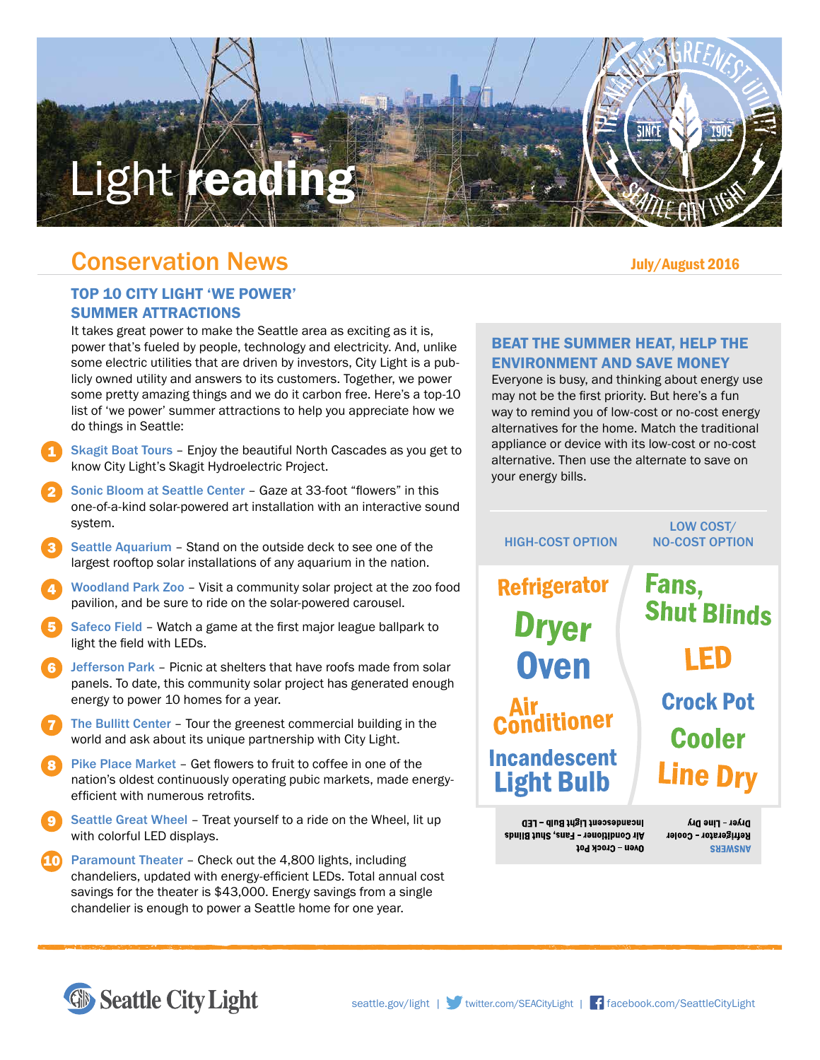# Light reading

THE NATION'S GREENEST UTILITY · SINCE 1905 · SEATTLE CITY LIGHT

## Conservation News

July/August 2016

### TOP 10 CITY LIGHT 'WE POWER' SUMMER ATTRACTIONS

It takes great power to make the Seattle area as exciting as it is, power that's fueled by people, technology and electricity. And, unlike some electric utilities that are driven by investors, City Light is a publicly owned utility and answers to its customers. Together, we power some pretty amazing things and we do it carbon free. Here's a top-10 list of 'we power' summer attractions to help you appreciate how we do things in Seattle:

1. **Skagit Boat Tours** – Enjoy the beautiful North Cascades as you get to know City Light's Skagit Hydroelectric Project.
2. **Sonic Bloom at Seattle Center** – Gaze at 33-foot "flowers" in this one-of-a-kind solar-powered art installation with an interactive sound system.
3. **Seattle Aquarium** – Stand on the outside deck to see one of the largest rooftop solar installations of any aquarium in the nation.
4. **Woodland Park Zoo** – Visit a community solar project at the zoo food pavilion, and be sure to ride on the solar-powered carousel.
5. **Safeco Field** – Watch a game at the first major league ballpark to light the field with LEDs.
6. **Jefferson Park** – Picnic at shelters that have roofs made from solar panels. To date, this community solar project has generated enough energy to power 10 homes for a year.
7. **The Bullitt Center** – Tour the greenest commercial building in the world and ask about its unique partnership with City Light.
8. **Pike Place Market** – Get flowers to fruit to coffee in one of the nation's oldest continuously operating pubic markets, made energy-efficient with numerous retrofits.
9. **Seattle Great Wheel** – Treat yourself to a ride on the Wheel, lit up with colorful LED displays.
10. **Paramount Theater** – Check out the 4,800 lights, including chandeliers, updated with energy-efficient LEDs. Total annual cost savings for the theater are $43,000. Energy savings from a single chandelier is enough to power a Seattle home for one year.

### BEAT THE SUMMER HEAT, HELP THE ENVIRONMENT AND SAVE MONEY

Everyone is busy, and thinking about energy use may not be the first priority. But here's a fun way to remind you of low-cost or no-cost energy alternatives for the home. Match the traditional appliance or device with its low-cost or no-cost alternative. Then use the alternate to save on your energy bills.

| HIGH-COST OPTION | LOW COST/ NO-COST OPTION |
|---|---|
| Refrigerator | Fans, Shut Blinds |
| Dryer | LED |
| Oven | Crock Pot |
| Air Conditioner | Cooler |
| Incandescent Light Bulb | Line Dry |

**ANSWERS**
Refrigerator – Cooler
Dryer – Line Dry
Oven – Crock Pot
Air Conditioner – Fans, Shut Blinds
Incandescent Light Bulb – LED

Seattle City Light

seattle.gov/light | twitter.com/SEACityLight | facebook.com/SeattleCityLight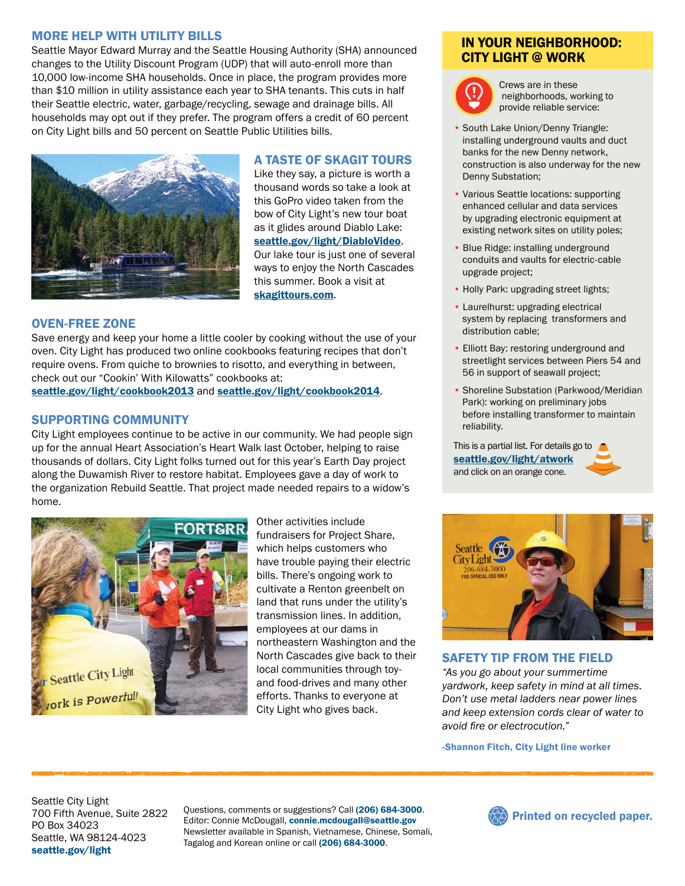## MORE HELP WITH UTILITY BILLS

Seattle Mayor Edward Murray and the Seattle Housing Authority (SHA) announced changes to the Utility Discount Program (UDP) that will auto-enroll more than 10,000 low-income SHA households. Once in place, the program provides more than $10 million in utility assistance each year to SHA tenants. This cuts in half their Seattle electric, water, garbage/recycling, sewage and drainage bills. All households may opt out if they prefer. The program offers a credit of 60 percent on City Light bills and 50 percent on Seattle Public Utilities bills.

## A TASTE OF SKAGIT TOURS

Like they say, a picture is worth a thousand words so take a look at this GoPro video taken from the bow of City Light's new tour boat as it glides around Diablo Lake: **seattle.gov/light/DiabloVideo**. Our lake tour is just one of several ways to enjoy the North Cascades this summer. Book a visit at **skagittours.com**.

## OVEN-FREE ZONE

Save energy and keep your home a little cooler by cooking without the use of your oven. City Light has produced two online cookbooks featuring recipes that don't require ovens. From quiche to brownies to risotto, and everything in between, check out our "Cookin' With Kilowatts" cookbooks at: **seattle.gov/light/cookbook2013** and **seattle.gov/light/cookbook2014**.

## SUPPORTING COMMUNITY

City Light employees continue to be active in our community. We had people sign up for the annual Heart Association's Heart Walk last October, helping to raise thousands of dollars. City Light folks turned out for this year's Earth Day project along the Duwamish River to restore habitat. Employees gave a day of work to the organization Rebuild Seattle. That project made needed repairs to a widow's home.

Other activities include fundraisers for Project Share, which helps customers who have trouble paying their electric bills. There's ongoing work to cultivate a Renton greenbelt on land that runs under the utility's transmission lines. In addition, employees at our dams in northeastern Washington and the North Cascades give back to their local communities through toy- and food-drives and many other efforts. Thanks to everyone at City Light who gives back.

## IN YOUR NEIGHBORHOOD: CITY LIGHT @ WORK

Crews are in these neighborhoods, working to provide reliable service:

- South Lake Union/Denny Triangle: installing underground vaults and duct banks for the new Denny network, construction is also underway for the new Denny Substation;
- Various Seattle locations: supporting enhanced cellular and data services by upgrading electronic equipment at existing network sites on utility poles;
- Blue Ridge: installing underground conduits and vaults for electric-cable upgrade project;
- Holly Park: upgrading street lights;
- Laurelhurst: upgrading electrical system by replacing transformers and distribution cable;
- Elliott Bay: restoring underground and streetlight services between Piers 54 and 56 in support of seawall project;
- Shoreline Substation (Parkwood/Meridian Park): working on preliminary jobs before installing transformer to maintain reliability.

This is a partial list. For details go to **seattle.gov/light/atwork** and click on an orange cone.

## SAFETY TIP FROM THE FIELD

*"As you go about your summertime yardwork, keep safety in mind at all times. Don't use metal ladders near power lines and keep extension cords clear of water to avoid fire or electrocution."*

**-Shannon Fitch, City Light line worker**

---

Seattle City Light
700 Fifth Avenue, Suite 2822
PO Box 34023
Seattle, WA 98124-4023
**seattle.gov/light**

Questions, comments or suggestions? Call **(206) 684-3000**.
Editor: Connie McDougall, **connie.mcdougall@seattle.gov**
Newsletter available in Spanish, Vietnamese, Chinese, Somali, Tagalog and Korean online or call **(206) 684-3000**.

**Printed on recycled paper.**